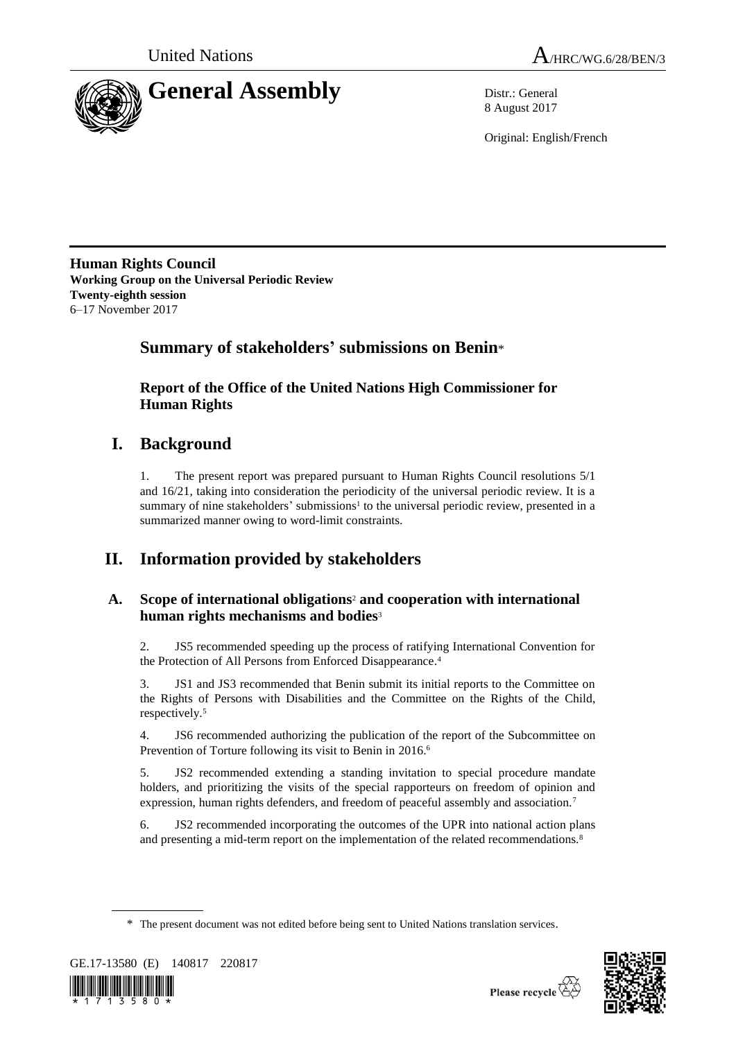United Nations A/HRC/WG.6/28/BEN/3

# General Assembly

Distr.: General
8 August 2017

Original: English/French

**Human Rights Council**
**Working Group on the Universal Periodic Review**
**Twenty-eighth session**
6–17 November 2017

## Summary of stakeholders' submissions on Benin*

### Report of the Office of the United Nations High Commissioner for Human Rights

## I. Background

1. The present report was prepared pursuant to Human Rights Council resolutions 5/1 and 16/21, taking into consideration the periodicity of the universal periodic review. It is a summary of nine stakeholders' submissions[1] to the universal periodic review, presented in a summarized manner owing to word-limit constraints.

## II. Information provided by stakeholders

### A. Scope of international obligations[2] and cooperation with international human rights mechanisms and bodies[3]

2. JS5 recommended speeding up the process of ratifying International Convention for the Protection of All Persons from Enforced Disappearance.[4]

3. JS1 and JS3 recommended that Benin submit its initial reports to the Committee on the Rights of Persons with Disabilities and the Committee on the Rights of the Child, respectively.[5]

4. JS6 recommended authorizing the publication of the report of the Subcommittee on Prevention of Torture following its visit to Benin in 2016.[6]

5. JS2 recommended extending a standing invitation to special procedure mandate holders, and prioritizing the visits of the special rapporteurs on freedom of opinion and expression, human rights defenders, and freedom of peaceful assembly and association.[7]

6. JS2 recommended incorporating the outcomes of the UPR into national action plans and presenting a mid-term report on the implementation of the related recommendations.[8]

\* The present document was not edited before being sent to United Nations translation services.

GE.17-13580 (E) 140817 220817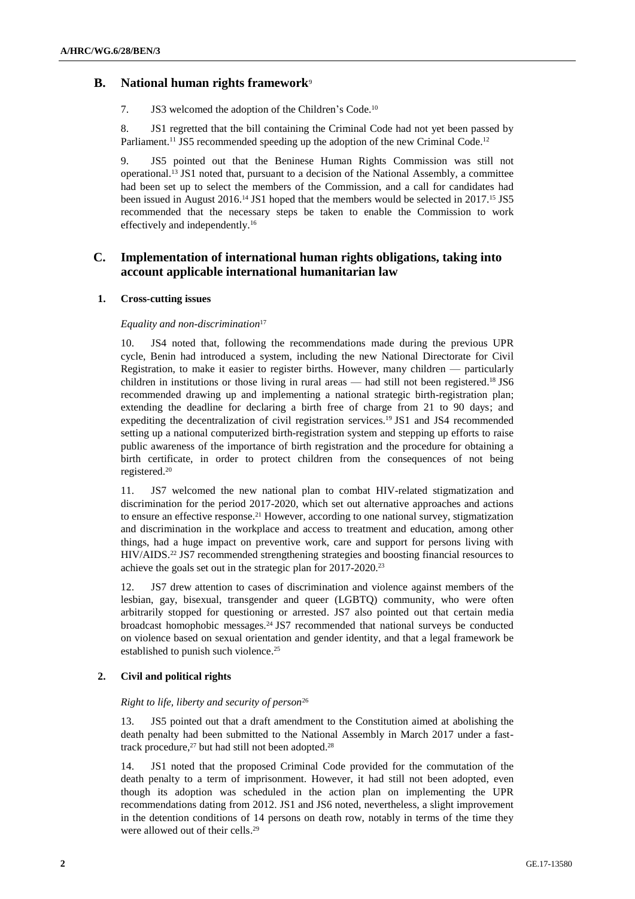## B. National human rights framework[9]

7. JS3 welcomed the adoption of the Children's Code.[10]

8. JS1 regretted that the bill containing the Criminal Code had not yet been passed by Parliament.[11] JS5 recommended speeding up the adoption of the new Criminal Code.[12]

9. JS5 pointed out that the Beninese Human Rights Commission was still not operational.[13] JS1 noted that, pursuant to a decision of the National Assembly, a committee had been set up to select the members of the Commission, and a call for candidates had been issued in August 2016.[14] JS1 hoped that the members would be selected in 2017.[15] JS5 recommended that the necessary steps be taken to enable the Commission to work effectively and independently.[16]

## C. Implementation of international human rights obligations, taking into account applicable international humanitarian law

### 1. Cross-cutting issues

*Equality and non-discrimination*[17]

10. JS4 noted that, following the recommendations made during the previous UPR cycle, Benin had introduced a system, including the new National Directorate for Civil Registration, to make it easier to register births. However, many children — particularly children in institutions or those living in rural areas — had still not been registered.[18] JS6 recommended drawing up and implementing a national strategic birth-registration plan; extending the deadline for declaring a birth free of charge from 21 to 90 days; and expediting the decentralization of civil registration services.[19] JS1 and JS4 recommended setting up a national computerized birth-registration system and stepping up efforts to raise public awareness of the importance of birth registration and the procedure for obtaining a birth certificate, in order to protect children from the consequences of not being registered.[20]

11. JS7 welcomed the new national plan to combat HIV-related stigmatization and discrimination for the period 2017-2020, which set out alternative approaches and actions to ensure an effective response.[21] However, according to one national survey, stigmatization and discrimination in the workplace and access to treatment and education, among other things, had a huge impact on preventive work, care and support for persons living with HIV/AIDS.[22] JS7 recommended strengthening strategies and boosting financial resources to achieve the goals set out in the strategic plan for 2017-2020.[23]

12. JS7 drew attention to cases of discrimination and violence against members of the lesbian, gay, bisexual, transgender and queer (LGBTQ) community, who were often arbitrarily stopped for questioning or arrested. JS7 also pointed out that certain media broadcast homophobic messages.[24] JS7 recommended that national surveys be conducted on violence based on sexual orientation and gender identity, and that a legal framework be established to punish such violence.[25]

### 2. Civil and political rights

*Right to life, liberty and security of person*[26]

13. JS5 pointed out that a draft amendment to the Constitution aimed at abolishing the death penalty had been submitted to the National Assembly in March 2017 under a fast-track procedure,[27] but had still not been adopted.[28]

14. JS1 noted that the proposed Criminal Code provided for the commutation of the death penalty to a term of imprisonment. However, it had still not been adopted, even though its adoption was scheduled in the action plan on implementing the UPR recommendations dating from 2012. JS1 and JS6 noted, nevertheless, a slight improvement in the detention conditions of 14 persons on death row, notably in terms of the time they were allowed out of their cells.[29]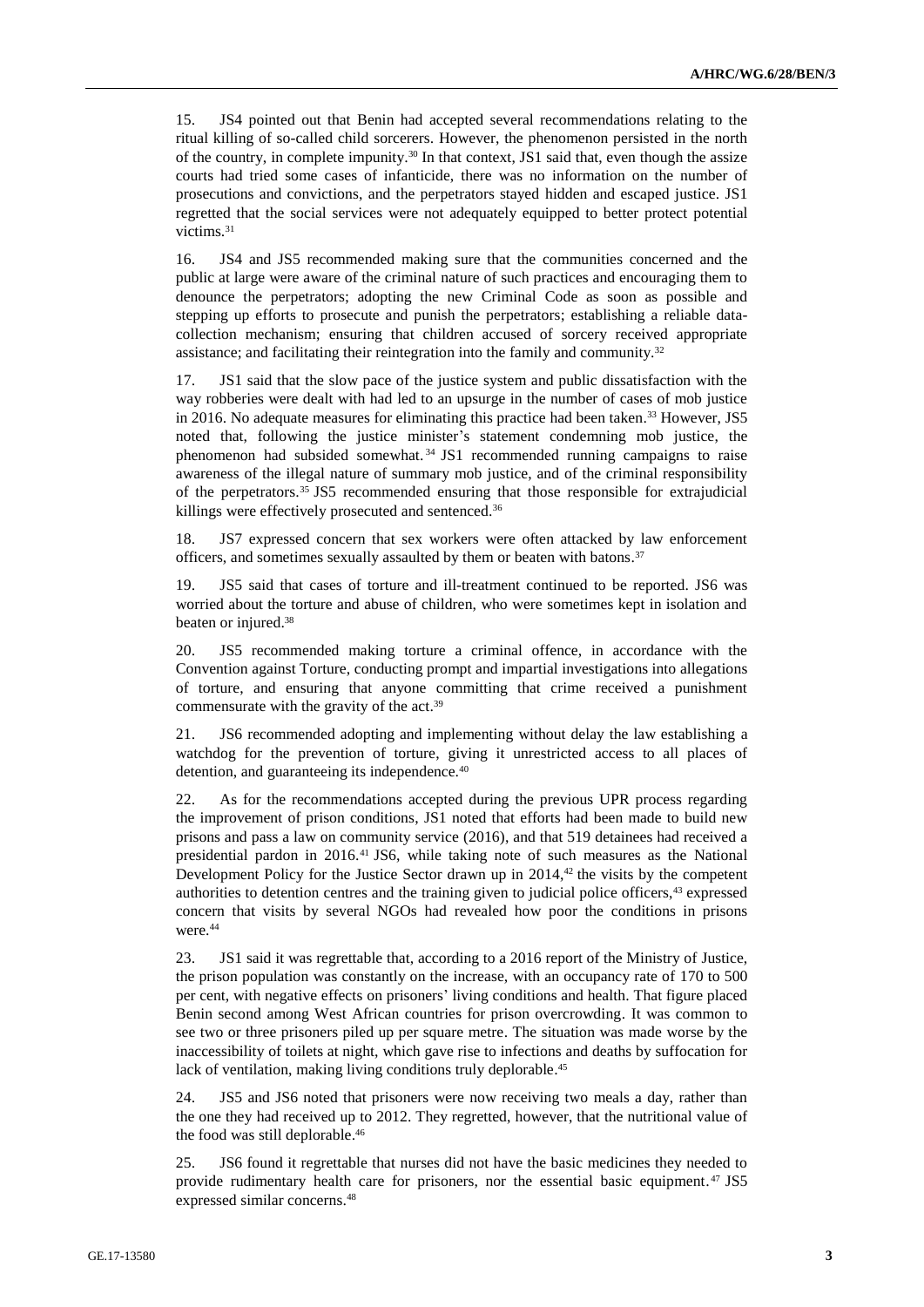15. JS4 pointed out that Benin had accepted several recommendations relating to the ritual killing of so-called child sorcerers. However, the phenomenon persisted in the north of the country, in complete impunity.[30] In that context, JS1 said that, even though the assize courts had tried some cases of infanticide, there was no information on the number of prosecutions and convictions, and the perpetrators stayed hidden and escaped justice. JS1 regretted that the social services were not adequately equipped to better protect potential victims.[31]

16. JS4 and JS5 recommended making sure that the communities concerned and the public at large were aware of the criminal nature of such practices and encouraging them to denounce the perpetrators; adopting the new Criminal Code as soon as possible and stepping up efforts to prosecute and punish the perpetrators; establishing a reliable data-collection mechanism; ensuring that children accused of sorcery received appropriate assistance; and facilitating their reintegration into the family and community.[32]

17. JS1 said that the slow pace of the justice system and public dissatisfaction with the way robberies were dealt with had led to an upsurge in the number of cases of mob justice in 2016. No adequate measures for eliminating this practice had been taken.[33] However, JS5 noted that, following the justice minister's statement condemning mob justice, the phenomenon had subsided somewhat.[34] JS1 recommended running campaigns to raise awareness of the illegal nature of summary mob justice, and of the criminal responsibility of the perpetrators.[35] JS5 recommended ensuring that those responsible for extrajudicial killings were effectively prosecuted and sentenced.[36]

18. JS7 expressed concern that sex workers were often attacked by law enforcement officers, and sometimes sexually assaulted by them or beaten with batons.[37]

19. JS5 said that cases of torture and ill-treatment continued to be reported. JS6 was worried about the torture and abuse of children, who were sometimes kept in isolation and beaten or injured.[38]

20. JS5 recommended making torture a criminal offence, in accordance with the Convention against Torture, conducting prompt and impartial investigations into allegations of torture, and ensuring that anyone committing that crime received a punishment commensurate with the gravity of the act.[39]

21. JS6 recommended adopting and implementing without delay the law establishing a watchdog for the prevention of torture, giving it unrestricted access to all places of detention, and guaranteeing its independence.[40]

22. As for the recommendations accepted during the previous UPR process regarding the improvement of prison conditions, JS1 noted that efforts had been made to build new prisons and pass a law on community service (2016), and that 519 detainees had received a presidential pardon in 2016.[41] JS6, while taking note of such measures as the National Development Policy for the Justice Sector drawn up in 2014,[42] the visits by the competent authorities to detention centres and the training given to judicial police officers,[43] expressed concern that visits by several NGOs had revealed how poor the conditions in prisons were.[44]

23. JS1 said it was regrettable that, according to a 2016 report of the Ministry of Justice, the prison population was constantly on the increase, with an occupancy rate of 170 to 500 per cent, with negative effects on prisoners' living conditions and health. That figure placed Benin second among West African countries for prison overcrowding. It was common to see two or three prisoners piled up per square metre. The situation was made worse by the inaccessibility of toilets at night, which gave rise to infections and deaths by suffocation for lack of ventilation, making living conditions truly deplorable.[45]

24. JS5 and JS6 noted that prisoners were now receiving two meals a day, rather than the one they had received up to 2012. They regretted, however, that the nutritional value of the food was still deplorable.[46]

25. JS6 found it regrettable that nurses did not have the basic medicines they needed to provide rudimentary health care for prisoners, nor the essential basic equipment.[47] JS5 expressed similar concerns.[48]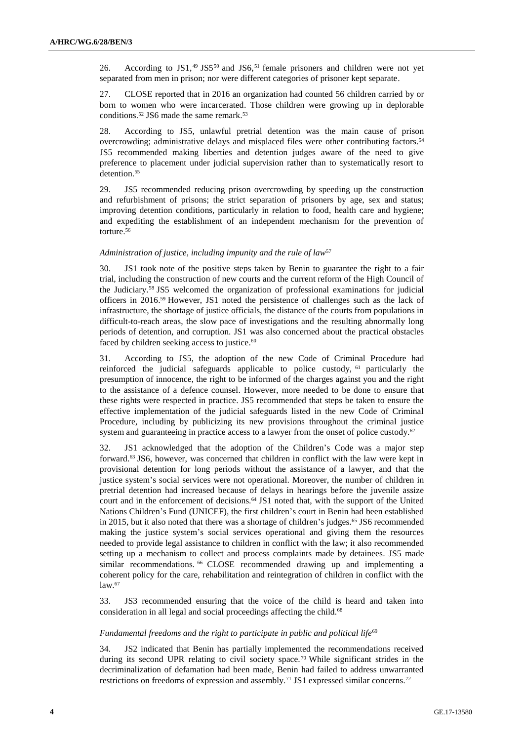26. According to JS1,[49] JS5[50] and JS6,[51] female prisoners and children were not yet separated from men in prison; nor were different categories of prisoner kept separate.

27. CLOSE reported that in 2016 an organization had counted 56 children carried by or born to women who were incarcerated. Those children were growing up in deplorable conditions.[52] JS6 made the same remark.[53]

28. According to JS5, unlawful pretrial detention was the main cause of prison overcrowding; administrative delays and misplaced files were other contributing factors.[54] JS5 recommended making liberties and detention judges aware of the need to give preference to placement under judicial supervision rather than to systematically resort to detention.[55]

29. JS5 recommended reducing prison overcrowding by speeding up the construction and refurbishment of prisons; the strict separation of prisoners by age, sex and status; improving detention conditions, particularly in relation to food, health care and hygiene; and expediting the establishment of an independent mechanism for the prevention of torture.[56]

*Administration of justice, including impunity and the rule of law*[57]

30. JS1 took note of the positive steps taken by Benin to guarantee the right to a fair trial, including the construction of new courts and the current reform of the High Council of the Judiciary.[58] JS5 welcomed the organization of professional examinations for judicial officers in 2016.[59] However, JS1 noted the persistence of challenges such as the lack of infrastructure, the shortage of justice officials, the distance of the courts from populations in difficult-to-reach areas, the slow pace of investigations and the resulting abnormally long periods of detention, and corruption. JS1 was also concerned about the practical obstacles faced by children seeking access to justice.[60]

31. According to JS5, the adoption of the new Code of Criminal Procedure had reinforced the judicial safeguards applicable to police custody,[61] particularly the presumption of innocence, the right to be informed of the charges against you and the right to the assistance of a defence counsel. However, more needed to be done to ensure that these rights were respected in practice. JS5 recommended that steps be taken to ensure the effective implementation of the judicial safeguards listed in the new Code of Criminal Procedure, including by publicizing its new provisions throughout the criminal justice system and guaranteeing in practice access to a lawyer from the onset of police custody.[62]

32. JS1 acknowledged that the adoption of the Children's Code was a major step forward.[63] JS6, however, was concerned that children in conflict with the law were kept in provisional detention for long periods without the assistance of a lawyer, and that the justice system's social services were not operational. Moreover, the number of children in pretrial detention had increased because of delays in hearings before the juvenile assize court and in the enforcement of decisions.[64] JS1 noted that, with the support of the United Nations Children's Fund (UNICEF), the first children's court in Benin had been established in 2015, but it also noted that there was a shortage of children's judges.[65] JS6 recommended making the justice system's social services operational and giving them the resources needed to provide legal assistance to children in conflict with the law; it also recommended setting up a mechanism to collect and process complaints made by detainees. JS5 made similar recommendations.[66] CLOSE recommended drawing up and implementing a coherent policy for the care, rehabilitation and reintegration of children in conflict with the law.[67]

33. JS3 recommended ensuring that the voice of the child is heard and taken into consideration in all legal and social proceedings affecting the child.[68]

*Fundamental freedoms and the right to participate in public and political life*[69]

34. JS2 indicated that Benin has partially implemented the recommendations received during its second UPR relating to civil society space.[70] While significant strides in the decriminalization of defamation had been made, Benin had failed to address unwarranted restrictions on freedoms of expression and assembly.[71] JS1 expressed similar concerns.[72]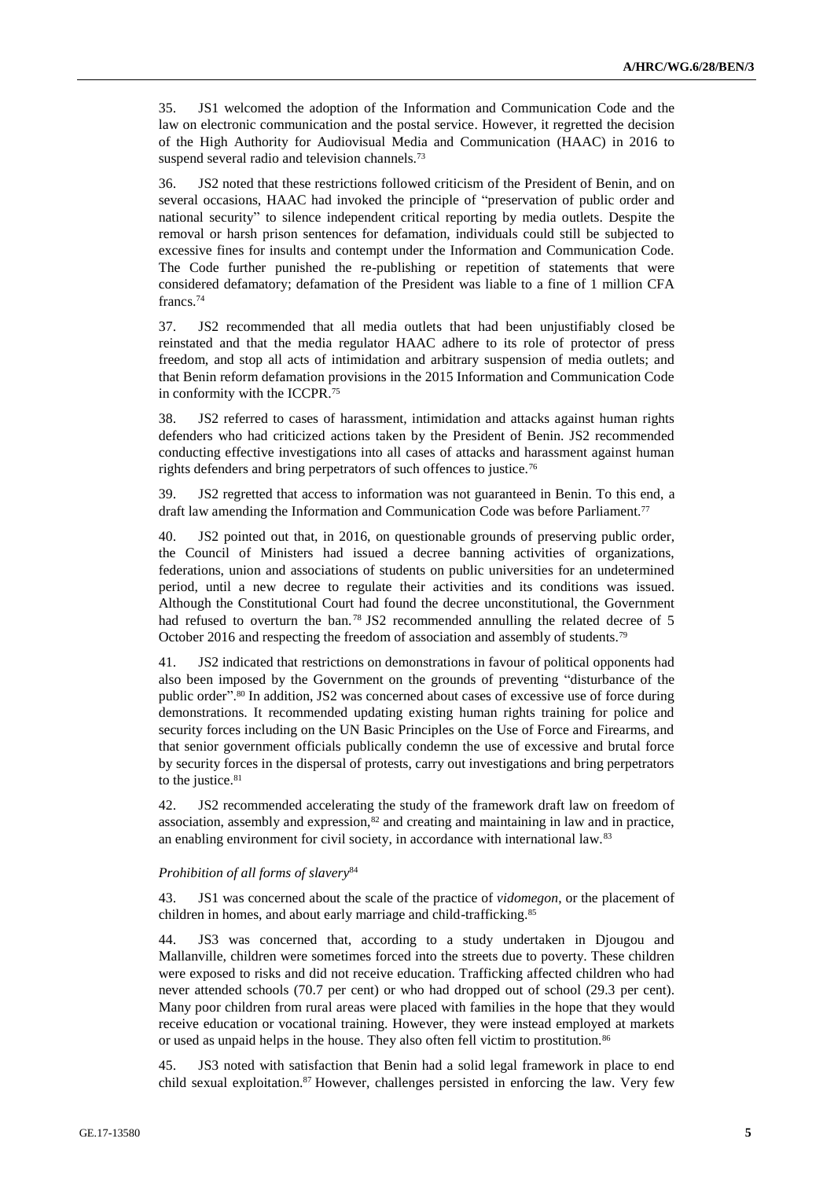35. JS1 welcomed the adoption of the Information and Communication Code and the law on electronic communication and the postal service. However, it regretted the decision of the High Authority for Audiovisual Media and Communication (HAAC) in 2016 to suspend several radio and television channels.[73]

36. JS2 noted that these restrictions followed criticism of the President of Benin, and on several occasions, HAAC had invoked the principle of "preservation of public order and national security" to silence independent critical reporting by media outlets. Despite the removal or harsh prison sentences for defamation, individuals could still be subjected to excessive fines for insults and contempt under the Information and Communication Code. The Code further punished the re-publishing or repetition of statements that were considered defamatory; defamation of the President was liable to a fine of 1 million CFA francs.[74]

37. JS2 recommended that all media outlets that had been unjustifiably closed be reinstated and that the media regulator HAAC adhere to its role of protector of press freedom, and stop all acts of intimidation and arbitrary suspension of media outlets; and that Benin reform defamation provisions in the 2015 Information and Communication Code in conformity with the ICCPR.[75]

38. JS2 referred to cases of harassment, intimidation and attacks against human rights defenders who had criticized actions taken by the President of Benin. JS2 recommended conducting effective investigations into all cases of attacks and harassment against human rights defenders and bring perpetrators of such offences to justice.[76]

39. JS2 regretted that access to information was not guaranteed in Benin. To this end, a draft law amending the Information and Communication Code was before Parliament.[77]

40. JS2 pointed out that, in 2016, on questionable grounds of preserving public order, the Council of Ministers had issued a decree banning activities of organizations, federations, union and associations of students on public universities for an undetermined period, until a new decree to regulate their activities and its conditions was issued. Although the Constitutional Court had found the decree unconstitutional, the Government had refused to overturn the ban.[78] JS2 recommended annulling the related decree of 5 October 2016 and respecting the freedom of association and assembly of students.[79]

41. JS2 indicated that restrictions on demonstrations in favour of political opponents had also been imposed by the Government on the grounds of preventing "disturbance of the public order".[80] In addition, JS2 was concerned about cases of excessive use of force during demonstrations. It recommended updating existing human rights training for police and security forces including on the UN Basic Principles on the Use of Force and Firearms, and that senior government officials publically condemn the use of excessive and brutal force by security forces in the dispersal of protests, carry out investigations and bring perpetrators to the justice.[81]

42. JS2 recommended accelerating the study of the framework draft law on freedom of association, assembly and expression,[82] and creating and maintaining in law and in practice, an enabling environment for civil society, in accordance with international law.[83]

*Prohibition of all forms of slavery*[84]

43. JS1 was concerned about the scale of the practice of *vidomegon*, or the placement of children in homes, and about early marriage and child-trafficking.[85]

44. JS3 was concerned that, according to a study undertaken in Djougou and Mallanville, children were sometimes forced into the streets due to poverty. These children were exposed to risks and did not receive education. Trafficking affected children who had never attended schools (70.7 per cent) or who had dropped out of school (29.3 per cent). Many poor children from rural areas were placed with families in the hope that they would receive education or vocational training. However, they were instead employed at markets or used as unpaid helps in the house. They also often fell victim to prostitution.[86]

45. JS3 noted with satisfaction that Benin had a solid legal framework in place to end child sexual exploitation.[87] However, challenges persisted in enforcing the law. Very few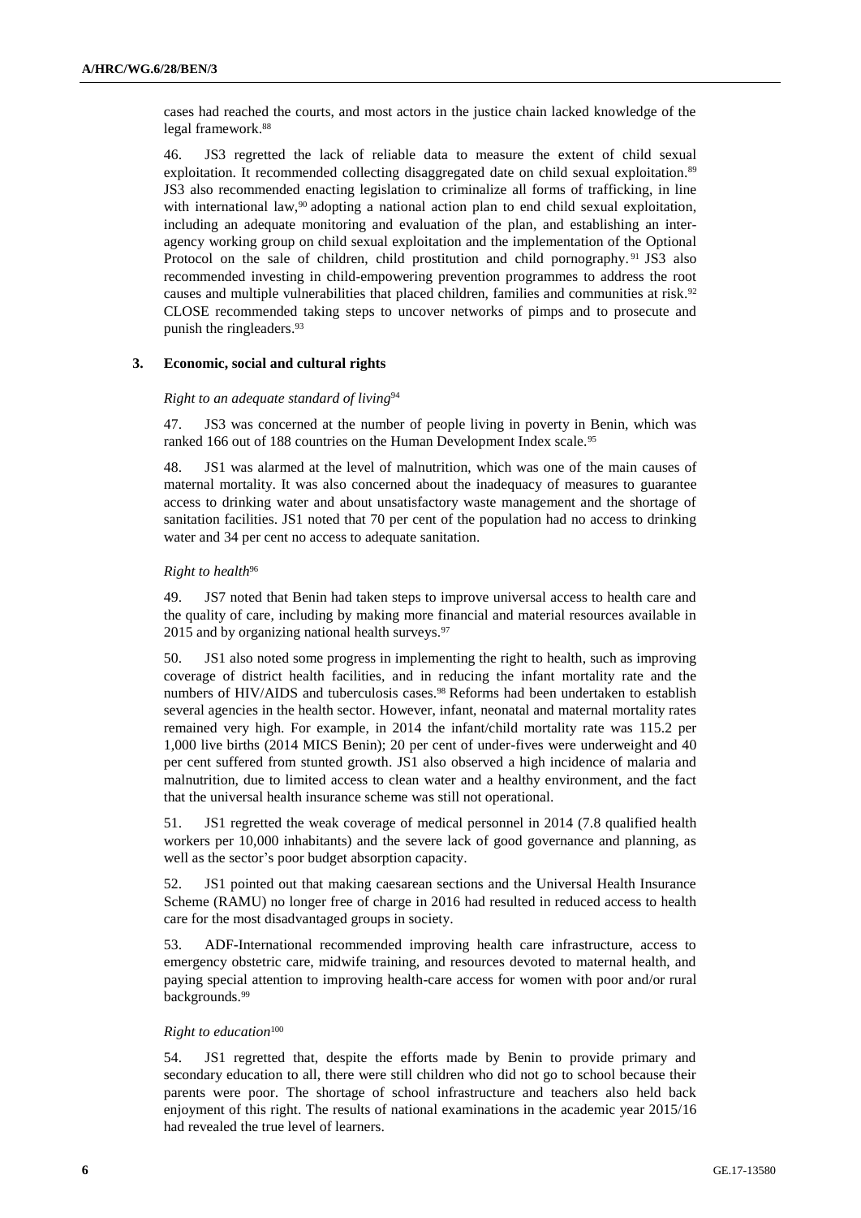cases had reached the courts, and most actors in the justice chain lacked knowledge of the legal framework.[88]

46. JS3 regretted the lack of reliable data to measure the extent of child sexual exploitation. It recommended collecting disaggregated date on child sexual exploitation.[89] JS3 also recommended enacting legislation to criminalize all forms of trafficking, in line with international law,[90] adopting a national action plan to end child sexual exploitation, including an adequate monitoring and evaluation of the plan, and establishing an inter-agency working group on child sexual exploitation and the implementation of the Optional Protocol on the sale of children, child prostitution and child pornography.[91] JS3 also recommended investing in child-empowering prevention programmes to address the root causes and multiple vulnerabilities that placed children, families and communities at risk.[92] CLOSE recommended taking steps to uncover networks of pimps and to prosecute and punish the ringleaders.[93]

### 3. Economic, social and cultural rights

*Right to an adequate standard of living*[94]

47. JS3 was concerned at the number of people living in poverty in Benin, which was ranked 166 out of 188 countries on the Human Development Index scale.[95]

48. JS1 was alarmed at the level of malnutrition, which was one of the main causes of maternal mortality. It was also concerned about the inadequacy of measures to guarantee access to drinking water and about unsatisfactory waste management and the shortage of sanitation facilities. JS1 noted that 70 per cent of the population had no access to drinking water and 34 per cent no access to adequate sanitation.

*Right to health*[96]

49. JS7 noted that Benin had taken steps to improve universal access to health care and the quality of care, including by making more financial and material resources available in 2015 and by organizing national health surveys.[97]

50. JS1 also noted some progress in implementing the right to health, such as improving coverage of district health facilities, and in reducing the infant mortality rate and the numbers of HIV/AIDS and tuberculosis cases.[98] Reforms had been undertaken to establish several agencies in the health sector. However, infant, neonatal and maternal mortality rates remained very high. For example, in 2014 the infant/child mortality rate was 115.2 per 1,000 live births (2014 MICS Benin); 20 per cent of under-fives were underweight and 40 per cent suffered from stunted growth. JS1 also observed a high incidence of malaria and malnutrition, due to limited access to clean water and a healthy environment, and the fact that the universal health insurance scheme was still not operational.

51. JS1 regretted the weak coverage of medical personnel in 2014 (7.8 qualified health workers per 10,000 inhabitants) and the severe lack of good governance and planning, as well as the sector's poor budget absorption capacity.

52. JS1 pointed out that making caesarean sections and the Universal Health Insurance Scheme (RAMU) no longer free of charge in 2016 had resulted in reduced access to health care for the most disadvantaged groups in society.

53. ADF-International recommended improving health care infrastructure, access to emergency obstetric care, midwife training, and resources devoted to maternal health, and paying special attention to improving health-care access for women with poor and/or rural backgrounds.[99]

*Right to education*[100]

54. JS1 regretted that, despite the efforts made by Benin to provide primary and secondary education to all, there were still children who did not go to school because their parents were poor. The shortage of school infrastructure and teachers also held back enjoyment of this right. The results of national examinations in the academic year 2015/16 had revealed the true level of learners.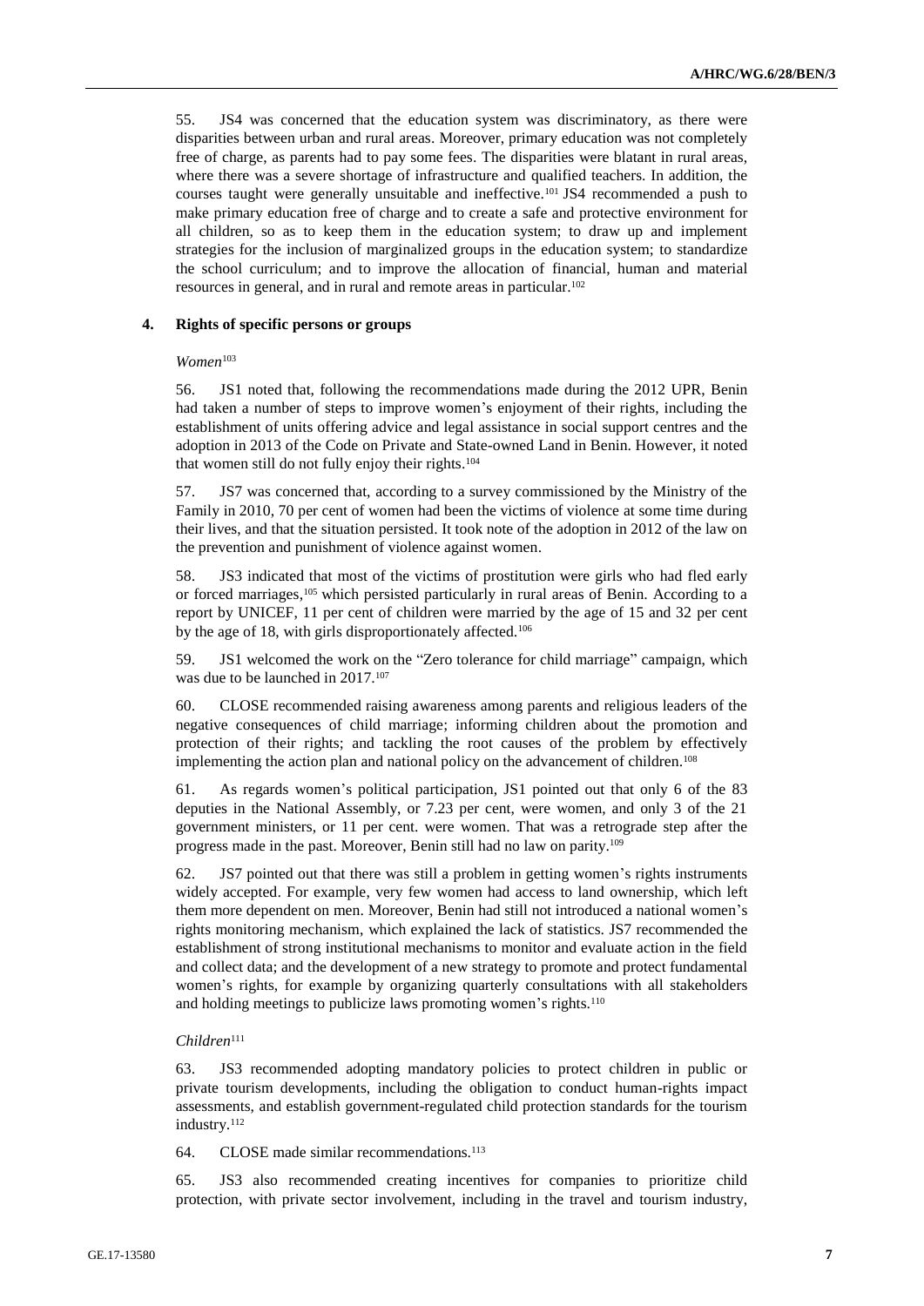55. JS4 was concerned that the education system was discriminatory, as there were disparities between urban and rural areas. Moreover, primary education was not completely free of charge, as parents had to pay some fees. The disparities were blatant in rural areas, where there was a severe shortage of infrastructure and qualified teachers. In addition, the courses taught were generally unsuitable and ineffective.[101] JS4 recommended a push to make primary education free of charge and to create a safe and protective environment for all children, so as to keep them in the education system; to draw up and implement strategies for the inclusion of marginalized groups in the education system; to standardize the school curriculum; and to improve the allocation of financial, human and material resources in general, and in rural and remote areas in particular.[102]

### 4. Rights of specific persons or groups

*Women*[103]

56. JS1 noted that, following the recommendations made during the 2012 UPR, Benin had taken a number of steps to improve women's enjoyment of their rights, including the establishment of units offering advice and legal assistance in social support centres and the adoption in 2013 of the Code on Private and State-owned Land in Benin. However, it noted that women still do not fully enjoy their rights.[104]

57. JS7 was concerned that, according to a survey commissioned by the Ministry of the Family in 2010, 70 per cent of women had been the victims of violence at some time during their lives, and that the situation persisted. It took note of the adoption in 2012 of the law on the prevention and punishment of violence against women.

58. JS3 indicated that most of the victims of prostitution were girls who had fled early or forced marriages,[105] which persisted particularly in rural areas of Benin. According to a report by UNICEF, 11 per cent of children were married by the age of 15 and 32 per cent by the age of 18, with girls disproportionately affected.[106]

59. JS1 welcomed the work on the "Zero tolerance for child marriage" campaign, which was due to be launched in 2017.[107]

60. CLOSE recommended raising awareness among parents and religious leaders of the negative consequences of child marriage; informing children about the promotion and protection of their rights; and tackling the root causes of the problem by effectively implementing the action plan and national policy on the advancement of children.[108]

61. As regards women's political participation, JS1 pointed out that only 6 of the 83 deputies in the National Assembly, or 7.23 per cent, were women, and only 3 of the 21 government ministers, or 11 per cent. were women. That was a retrograde step after the progress made in the past. Moreover, Benin still had no law on parity.[109]

62. JS7 pointed out that there was still a problem in getting women's rights instruments widely accepted. For example, very few women had access to land ownership, which left them more dependent on men. Moreover, Benin had still not introduced a national women's rights monitoring mechanism, which explained the lack of statistics. JS7 recommended the establishment of strong institutional mechanisms to monitor and evaluate action in the field and collect data; and the development of a new strategy to promote and protect fundamental women's rights, for example by organizing quarterly consultations with all stakeholders and holding meetings to publicize laws promoting women's rights.[110]

*Children*[111]

63. JS3 recommended adopting mandatory policies to protect children in public or private tourism developments, including the obligation to conduct human-rights impact assessments, and establish government-regulated child protection standards for the tourism industry.[112]

64. CLOSE made similar recommendations.[113]

65. JS3 also recommended creating incentives for companies to prioritize child protection, with private sector involvement, including in the travel and tourism industry,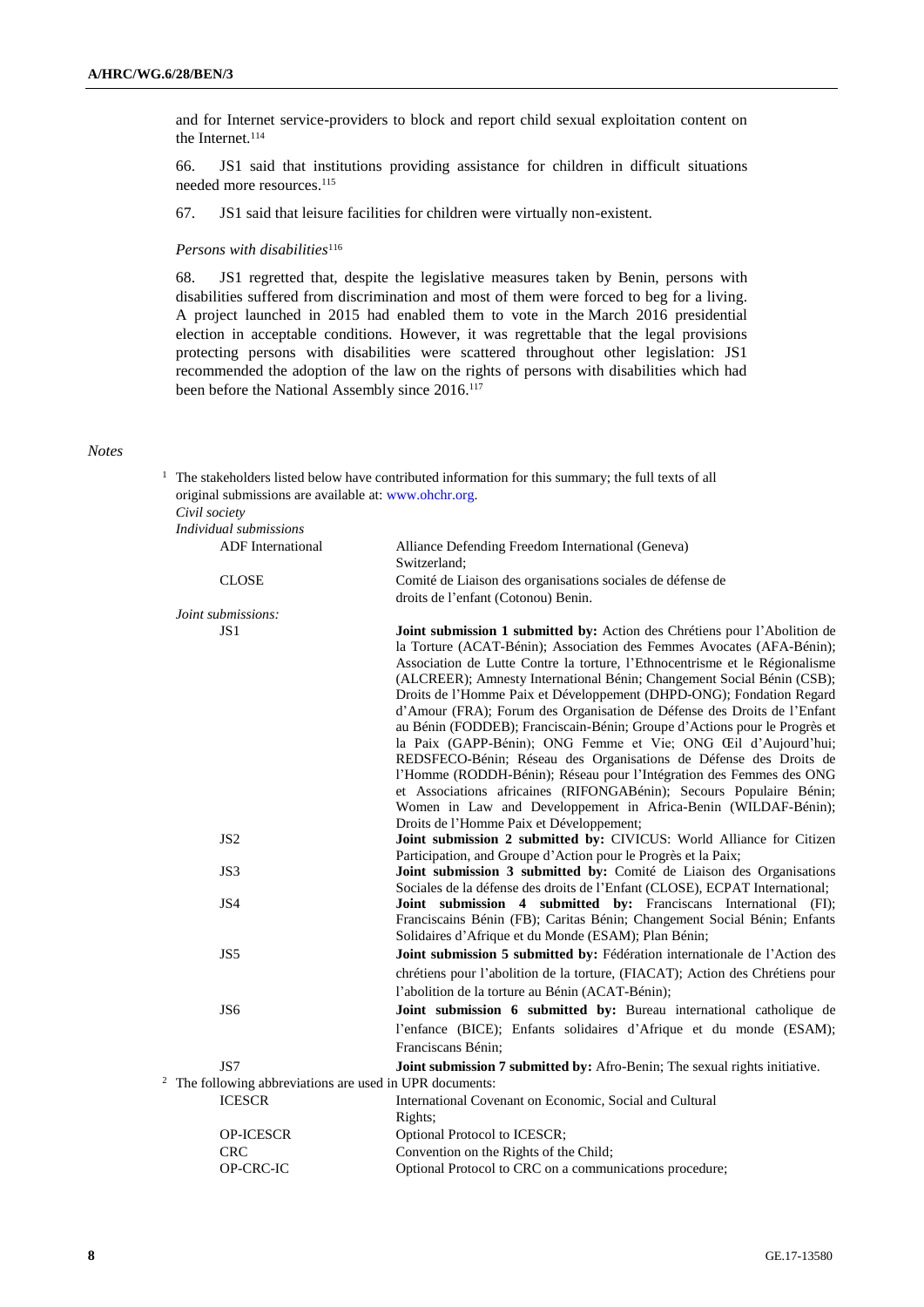and for Internet service-providers to block and report child sexual exploitation content on the Internet.[114]

66. JS1 said that institutions providing assistance for children in difficult situations needed more resources.[115]

67. JS1 said that leisure facilities for children were virtually non-existent.

*Persons with disabilities*[116]

68. JS1 regretted that, despite the legislative measures taken by Benin, persons with disabilities suffered from discrimination and most of them were forced to beg for a living. A project launched in 2015 had enabled them to vote in the March 2016 presidential election in acceptable conditions. However, it was regrettable that the legal provisions protecting persons with disabilities were scattered throughout other legislation: JS1 recommended the adoption of the law on the rights of persons with disabilities which had been before the National Assembly since 2016.[117]

*Notes*

[1] The stakeholders listed below have contributed information for this summary; the full texts of all original submissions are available at: www.ohchr.org.

*Civil society*

*Individual submissions*

| | |
|---|---|
| ADF International | Alliance Defending Freedom International (Geneva) Switzerland; |
| CLOSE | Comité de Liaison des organisations sociales de défense de droits de l'enfant (Cotonou) Benin. |

*Joint submissions:*

| | |
|---|---|
| JS1 | **Joint submission 1 submitted by:** Action des Chrétiens pour l'Abolition de la Torture (ACAT-Bénin); Association des Femmes Avocates (AFA-Bénin); Association de Lutte Contre la torture, l'Ethnocentrisme et le Régionalisme (ALCREER); Amnesty International Bénin; Changement Social Bénin (CSB); Droits de l'Homme Paix et Développement (DHPD-ONG); Fondation Regard d'Amour (FRA); Forum des Organisation de Défense des Droits de l'Enfant au Bénin (FODDEB); Franciscain-Bénin; Groupe d'Actions pour le Progrès et la Paix (GAPP-Bénin); ONG Femme et Vie; ONG Œil d'Aujourd'hui; REDSFECO-Bénin; Réseau des Organisations de Défense des Droits de l'Homme (RODDH-Bénin); Réseau pour l'Intégration des Femmes des ONG et Associations africaines (RIFONGABénin); Secours Populaire Bénin; Women in Law and Developpement in Africa-Benin (WILDAF-Bénin); Droits de l'Homme Paix et Développement; |
| JS2 | **Joint submission 2 submitted by:** CIVICUS: World Alliance for Citizen Participation, and Groupe d'Action pour le Progrès et la Paix; |
| JS3 | **Joint submission 3 submitted by:** Comité de Liaison des Organisations Sociales de la défense des droits de l'Enfant (CLOSE), ECPAT International; |
| JS4 | **Joint submission 4 submitted by:** Franciscans International (FI); Franciscains Bénin (FB); Caritas Bénin; Changement Social Bénin; Enfants Solidaires d'Afrique et du Monde (ESAM); Plan Bénin; |
| JS5 | **Joint submission 5 submitted by:** Fédération internationale de l'Action des chrétiens pour l'abolition de la torture, (FIACAT); Action des Chrétiens pour l'abolition de la torture au Bénin (ACAT-Bénin); |
| JS6 | **Joint submission 6 submitted by:** Bureau international catholique de l'enfance (BICE); Enfants solidaires d'Afrique et du monde (ESAM); Franciscans Bénin; |
| JS7 | **Joint submission 7 submitted by:** Afro-Benin; The sexual rights initiative. |

[2] The following abbreviations are used in UPR documents:

| | |
|---|---|
| ICESCR | International Covenant on Economic, Social and Cultural Rights; |
| OP-ICESCR | Optional Protocol to ICESCR; |
| CRC | Convention on the Rights of the Child; |
| OP-CRC-IC | Optional Protocol to CRC on a communications procedure; |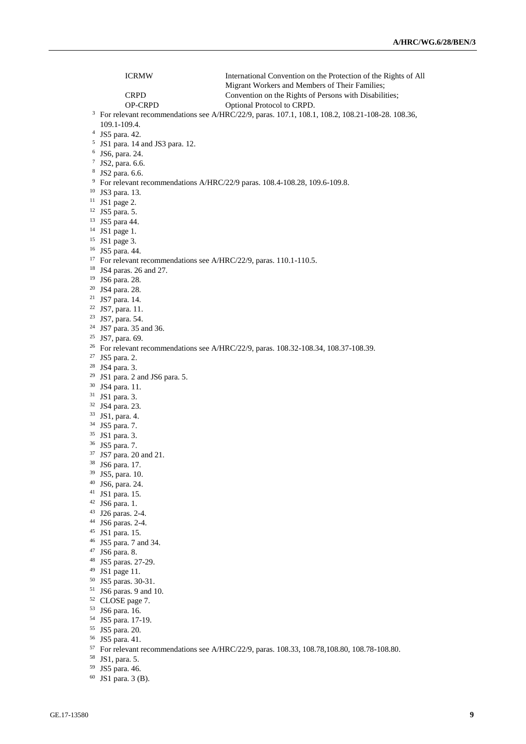| | |
|---|---|
| ICRMW | International Convention on the Protection of the Rights of All Migrant Workers and Members of Their Families; |
| CRPD | Convention on the Rights of Persons with Disabilities; |
| OP-CRPD | Optional Protocol to CRPD. |

[3] For relevant recommendations see A/HRC/22/9, paras. 107.1, 108.1, 108.2, 108.21-108-28. 108.36, 109.1-109.4.

[4] JS5 para. 42.

[5] JS1 para. 14 and JS3 para. 12.

[6] JS6, para. 24.

[7] JS2, para. 6.6.

[8] JS2 para. 6.6.

[9] For relevant recommendations A/HRC/22/9 paras. 108.4-108.28, 109.6-109.8.

[10] JS3 para. 13.

[11] JS1 page 2.

[12] JS5 para. 5.

[13] JS5 para 44.

[14] JS1 page 1.

[15] JS1 page 3.

[16] JS5 para. 44.

[17] For relevant recommendations see A/HRC/22/9, paras. 110.1-110.5.

[18] JS4 paras. 26 and 27.

[19] JS6 para. 28.

[20] JS4 para. 28.

[21] JS7 para. 14.

[22] JS7, para. 11.

[23] JS7, para. 54.

[24] JS7 para. 35 and 36.

[25] JS7, para. 69.

[26] For relevant recommendations see A/HRC/22/9, paras. 108.32-108.34, 108.37-108.39.

[27] JS5 para. 2.

[28] JS4 para. 3.

[29] JS1 para. 2 and JS6 para. 5.

[30] JS4 para. 11.

[31] JS1 para. 3.

[32] JS4 para. 23.

[33] JS1, para. 4.

[34] JS5 para. 7.

[35] JS1 para. 3.

[36] JS5 para. 7.

[37] JS7 para. 20 and 21.

[38] JS6 para. 17.

[39] JS5, para. 10.

[40] JS6, para. 24.

[41] JS1 para. 15.

[42] JS6 para. 1.

[43] J26 paras. 2-4.

[44] JS6 paras. 2-4.

[45] JS1 para. 15.

[46] JS5 para. 7 and 34.

[47] JS6 para. 8.

[48] JS5 paras. 27-29.

[49] JS1 page 11.

[50] JS5 paras. 30-31.

[51] JS6 paras. 9 and 10.

[52] CLOSE page 7.

[53] JS6 para. 16.

[54] JS5 para. 17-19.

[55] JS5 para. 20.

[56] JS5 para. 41.

[57] For relevant recommendations see A/HRC/22/9, paras. 108.33, 108.78,108.80, 108.78-108.80.

[58] JS1, para. 5.

[59] JS5 para. 46.

[60] JS1 para. 3 (B).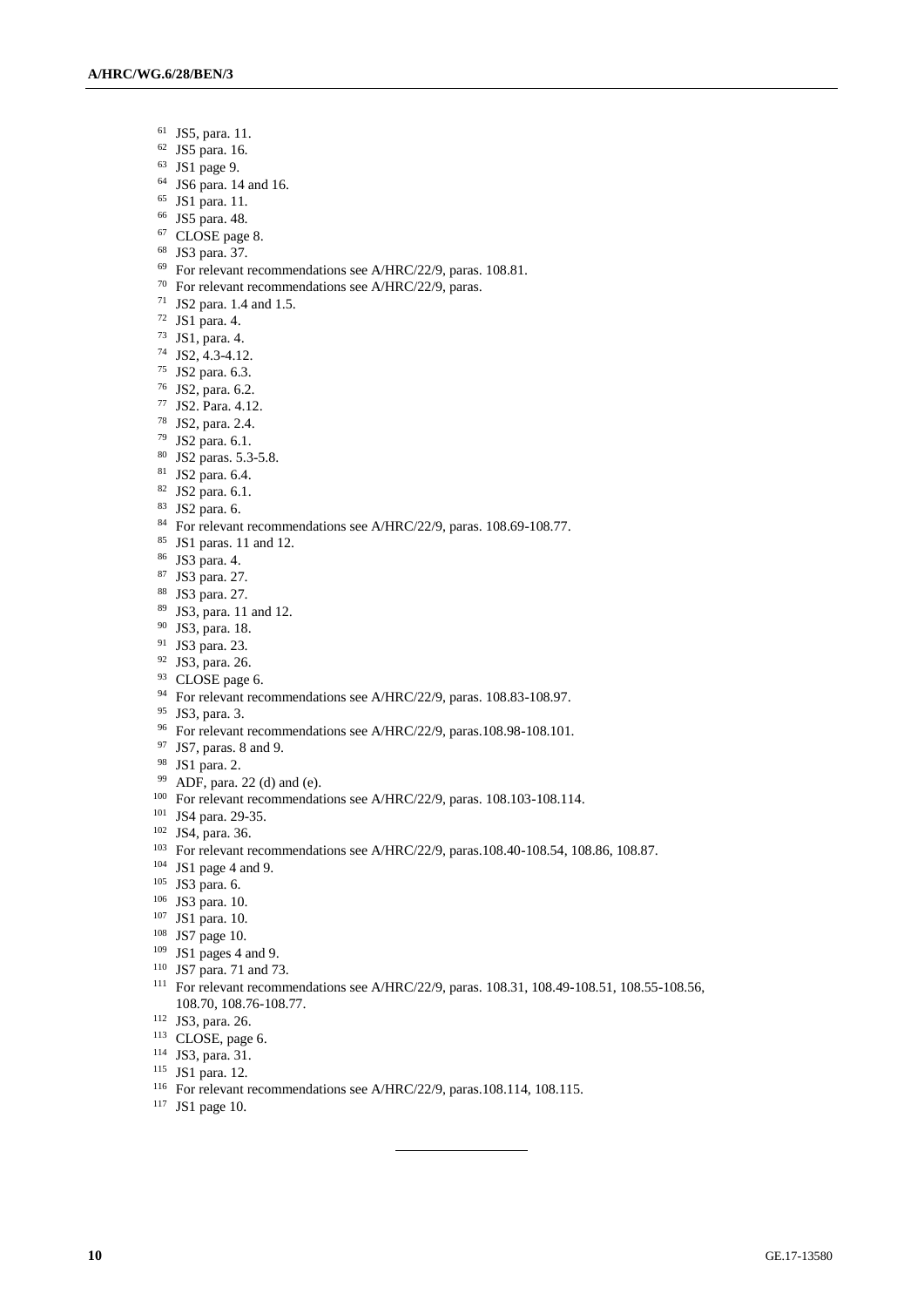[61] JS5, para. 11.
[62] JS5 para. 16.
[63] JS1 page 9.
[64] JS6 para. 14 and 16.
[65] JS1 para. 11.
[66] JS5 para. 48.
[67] CLOSE page 8.
[68] JS3 para. 37.
[69] For relevant recommendations see A/HRC/22/9, paras. 108.81.
[70] For relevant recommendations see A/HRC/22/9, paras.
[71] JS2 para. 1.4 and 1.5.
[72] JS1 para. 4.
[73] JS1, para. 4.
[74] JS2, 4.3-4.12.
[75] JS2 para. 6.3.
[76] JS2, para. 6.2.
[77] JS2. Para. 4.12.
[78] JS2, para. 2.4.
[79] JS2 para. 6.1.
[80] JS2 paras. 5.3-5.8.
[81] JS2 para. 6.4.
[82] JS2 para. 6.1.
[83] JS2 para. 6.
[84] For relevant recommendations see A/HRC/22/9, paras. 108.69-108.77.
[85] JS1 paras. 11 and 12.
[86] JS3 para. 4.
[87] JS3 para. 27.
[88] JS3 para. 27.
[89] JS3, para. 11 and 12.
[90] JS3, para. 18.
[91] JS3 para. 23.
[92] JS3, para. 26.
[93] CLOSE page 6.
[94] For relevant recommendations see A/HRC/22/9, paras. 108.83-108.97.
[95] JS3, para. 3.
[96] For relevant recommendations see A/HRC/22/9, paras.108.98-108.101.
[97] JS7, paras. 8 and 9.
[98] JS1 para. 2.
[99] ADF, para. 22 (d) and (e).
[100] For relevant recommendations see A/HRC/22/9, paras. 108.103-108.114.
[101] JS4 para. 29-35.
[102] JS4, para. 36.
[103] For relevant recommendations see A/HRC/22/9, paras.108.40-108.54, 108.86, 108.87.
[104] JS1 page 4 and 9.
[105] JS3 para. 6.
[106] JS3 para. 10.
[107] JS1 para. 10.
[108] JS7 page 10.
[109] JS1 pages 4 and 9.
[110] JS7 para. 71 and 73.
[111] For relevant recommendations see A/HRC/22/9, paras. 108.31, 108.49-108.51, 108.55-108.56, 108.70, 108.76-108.77.
[112] JS3, para. 26.
[113] CLOSE, page 6.
[114] JS3, para. 31.
[115] JS1 para. 12.
[116] For relevant recommendations see A/HRC/22/9, paras.108.114, 108.115.
[117] JS1 page 10.